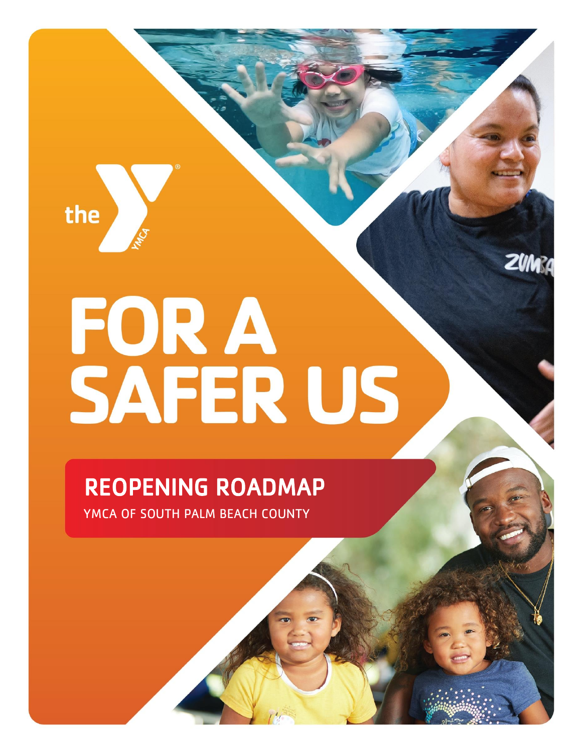the YMCA

# FOR A SAFER US

## REOPENING ROADMAP

YMCA OF SOUTH PALM BEACH COUNTY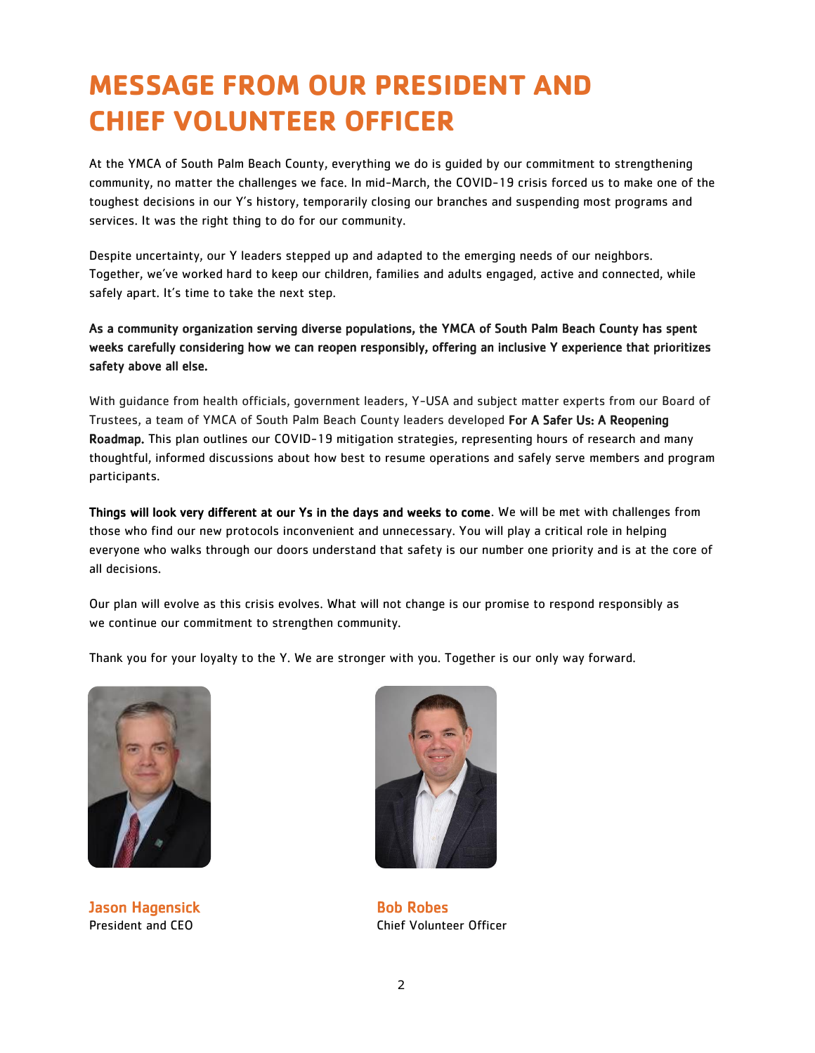# MESSAGE FROM OUR PRESIDENT AND CHIEF VOLUNTEER OFFICER

At the YMCA of South Palm Beach County, everything we do is guided by our commitment to strengthening community, no matter the challenges we face. In mid-March, the COVID-19 crisis forced us to make one of the toughest decisions in our Y's history, temporarily closing our branches and suspending most programs and services. It was the right thing to do for our community.

Despite uncertainty, our Y leaders stepped up and adapted to the emerging needs of our neighbors. Together, we've worked hard to keep our children, families and adults engaged, active and connected, while safely apart. It's time to take the next step.

**As a community organization serving diverse populations, the YMCA of South Palm Beach County has spent weeks carefully considering how we can reopen responsibly, offering an inclusive Y experience that prioritizes safety above all else.**

With guidance from health officials, government leaders, Y-USA and subject matter experts from our Board of Trustees, a team of YMCA of South Palm Beach County leaders developed **For A Safer Us: A Reopening Roadmap.** This plan outlines our COVID-19 mitigation strategies, representing hours of research and many thoughtful, informed discussions about how best to resume operations and safely serve members and program participants.

**Things will look very different at our Ys in the days and weeks to come**. We will be met with challenges from those who find our new protocols inconvenient and unnecessary. You will play a critical role in helping everyone who walks through our doors understand that safety is our number one priority and is at the core of all decisions.

Our plan will evolve as this crisis evolves. What will not change is our promise to respond responsibly as we continue our commitment to strengthen community.

Thank you for your loyalty to the Y. We are stronger with you. Together is our only way forward.

**Jason Hagensick**
President and CEO

**Bob Robes**
Chief Volunteer Officer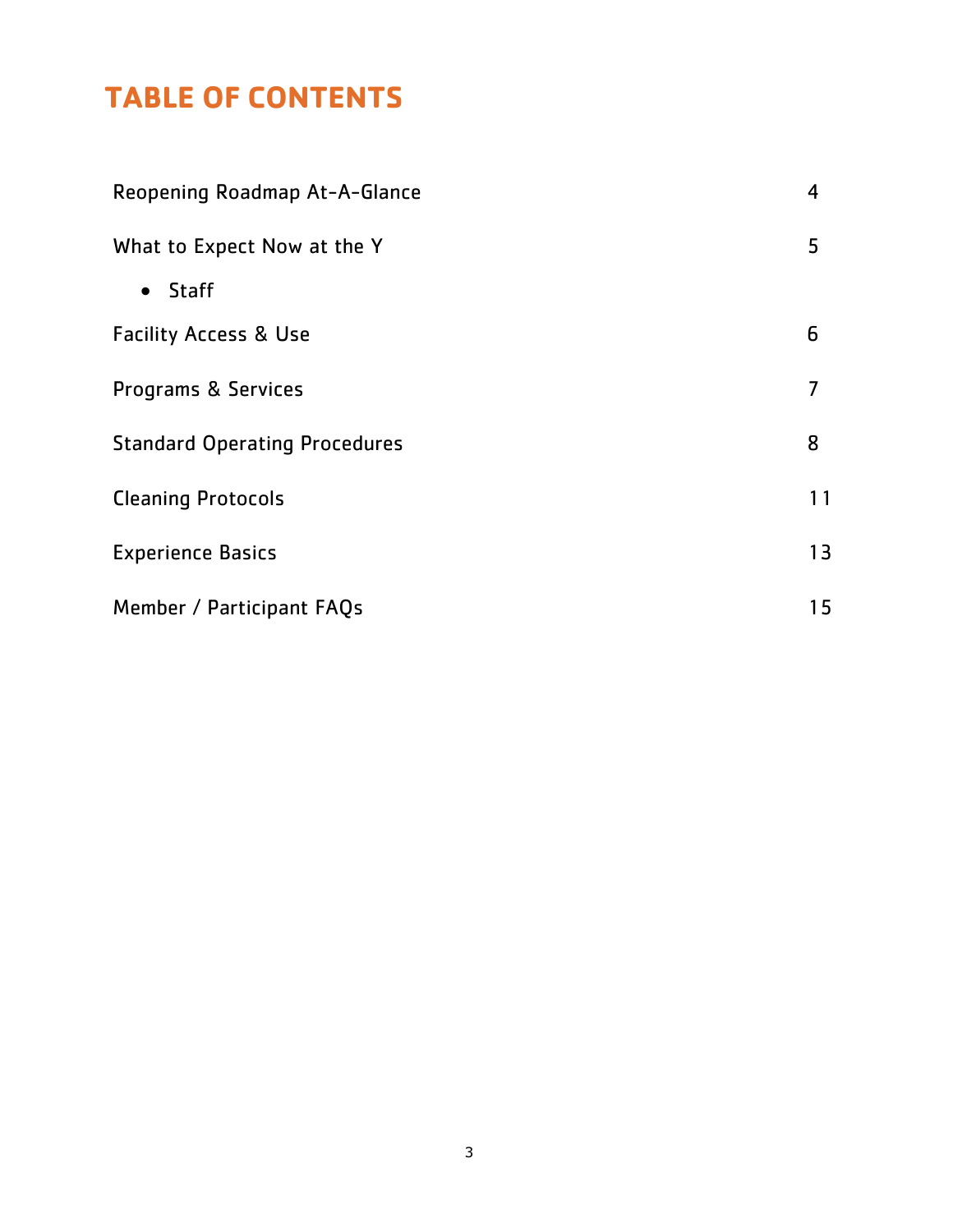# TABLE OF CONTENTS

| | |
|---|---|
| Reopening Roadmap At-A-Glance | 4 |
| What to Expect Now at the Y<br>• Staff | 5 |
| Facility Access & Use | 6 |
| Programs & Services | 7 |
| Standard Operating Procedures | 8 |
| Cleaning Protocols | 11 |
| Experience Basics | 13 |
| Member / Participant FAQs | 15 |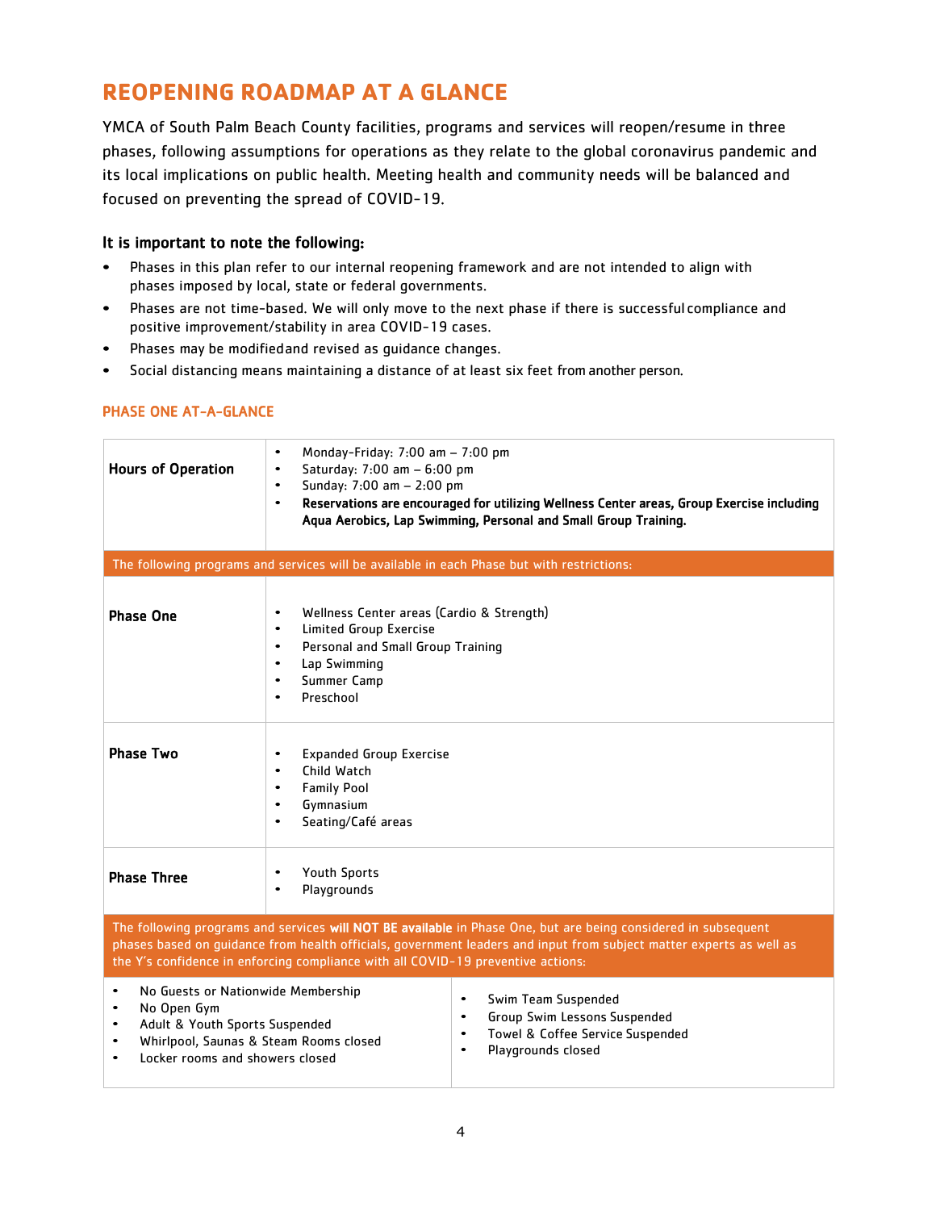# REOPENING ROADMAP AT A GLANCE

YMCA of South Palm Beach County facilities, programs and services will reopen/resume in three phases, following assumptions for operations as they relate to the global coronavirus pandemic and its local implications on public health. Meeting health and community needs will be balanced and focused on preventing the spread of COVID-19.

### It is important to note the following:

- Phases in this plan refer to our internal reopening framework and are not intended to align with phases imposed by local, state or federal governments.
- Phases are not time-based. We will only move to the next phase if there is successful compliance and positive improvement/stability in area COVID-19 cases.
- Phases may be modified and revised as guidance changes.
- Social distancing means maintaining a distance of at least six feet from another person.

#### PHASE ONE AT-A-GLANCE

| | |
|---|---|
| **Hours of Operation** | • Monday-Friday: 7:00 am – 7:00 pm<br>• Saturday: 7:00 am – 6:00 pm<br>• Sunday: 7:00 am – 2:00 pm<br>• **Reservations are encouraged for utilizing Wellness Center areas, Group Exercise including Aqua Aerobics, Lap Swimming, Personal and Small Group Training.** |
| The following programs and services will be available in each Phase but with restrictions: | |
| **Phase One** | • Wellness Center areas (Cardio & Strength)<br>• Limited Group Exercise<br>• Personal and Small Group Training<br>• Lap Swimming<br>• Summer Camp<br>• Preschool |
| **Phase Two** | • Expanded Group Exercise<br>• Child Watch<br>• Family Pool<br>• Gymnasium<br>• Seating/Café areas |
| **Phase Three** | • Youth Sports<br>• Playgrounds |

The following programs and services **will NOT BE available** in Phase One, but are being considered in subsequent phases based on guidance from health officials, government leaders and input from subject matter experts as well as the Y's confidence in enforcing compliance with all COVID-19 preventive actions:

- No Guests or Nationwide Membership
- No Open Gym
- Adult & Youth Sports Suspended
- Whirlpool, Saunas & Steam Rooms closed
- Locker rooms and showers closed
- Swim Team Suspended
- Group Swim Lessons Suspended
- Towel & Coffee Service Suspended
- Playgrounds closed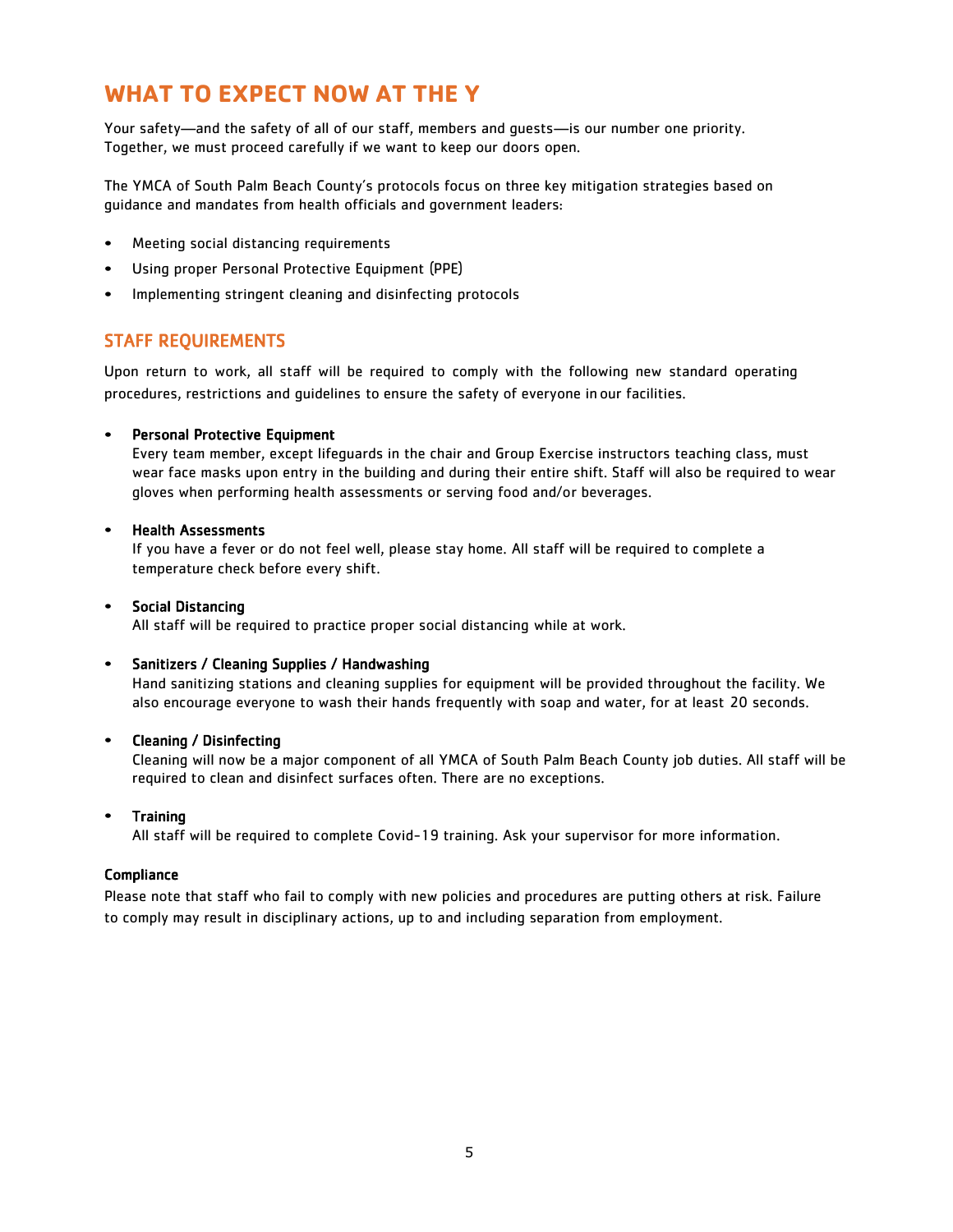# WHAT TO EXPECT NOW AT THE Y

Your safety—and the safety of all of our staff, members and guests—is our number one priority. Together, we must proceed carefully if we want to keep our doors open.

The YMCA of South Palm Beach County's protocols focus on three key mitigation strategies based on guidance and mandates from health officials and government leaders:

- Meeting social distancing requirements
- Using proper Personal Protective Equipment (PPE)
- Implementing stringent cleaning and disinfecting protocols

## STAFF REQUIREMENTS

Upon return to work, all staff will be required to comply with the following new standard operating procedures, restrictions and guidelines to ensure the safety of everyone in our facilities.

- **Personal Protective Equipment**
  Every team member, except lifeguards in the chair and Group Exercise instructors teaching class, must wear face masks upon entry in the building and during their entire shift. Staff will also be required to wear gloves when performing health assessments or serving food and/or beverages.

- **Health Assessments**
  If you have a fever or do not feel well, please stay home. All staff will be required to complete a temperature check before every shift.

- **Social Distancing**
  All staff will be required to practice proper social distancing while at work.

- **Sanitizers / Cleaning Supplies / Handwashing**
  Hand sanitizing stations and cleaning supplies for equipment will be provided throughout the facility. We also encourage everyone to wash their hands frequently with soap and water, for at least 20 seconds.

- **Cleaning / Disinfecting**
  Cleaning will now be a major component of all YMCA of South Palm Beach County job duties. All staff will be required to clean and disinfect surfaces often. There are no exceptions.

- **Training**
  All staff will be required to complete Covid-19 training. Ask your supervisor for more information.

**Compliance**

Please note that staff who fail to comply with new policies and procedures are putting others at risk. Failure to comply may result in disciplinary actions, up to and including separation from employment.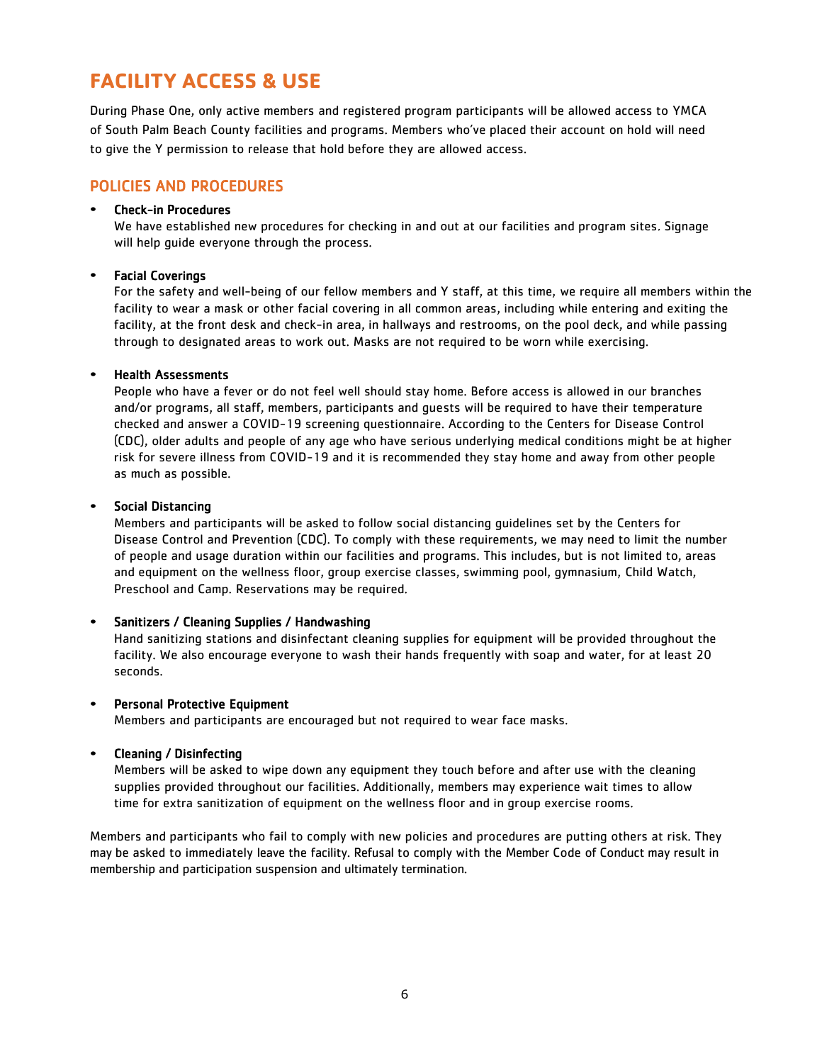# FACILITY ACCESS & USE

During Phase One, only active members and registered program participants will be allowed access to YMCA of South Palm Beach County facilities and programs. Members who've placed their account on hold will need to give the Y permission to release that hold before they are allowed access.

## POLICIES AND PROCEDURES

- **Check-in Procedures**
  We have established new procedures for checking in and out at our facilities and program sites. Signage will help guide everyone through the process.

- **Facial Coverings**
  For the safety and well-being of our fellow members and Y staff, at this time, we require all members within the facility to wear a mask or other facial covering in all common areas, including while entering and exiting the facility, at the front desk and check-in area, in hallways and restrooms, on the pool deck, and while passing through to designated areas to work out. Masks are not required to be worn while exercising.

- **Health Assessments**
  People who have a fever or do not feel well should stay home. Before access is allowed in our branches and/or programs, all staff, members, participants and guests will be required to have their temperature checked and answer a COVID-19 screening questionnaire. According to the Centers for Disease Control (CDC), older adults and people of any age who have serious underlying medical conditions might be at higher risk for severe illness from COVID-19 and it is recommended they stay home and away from other people as much as possible.

- **Social Distancing**
  Members and participants will be asked to follow social distancing guidelines set by the Centers for Disease Control and Prevention (CDC). To comply with these requirements, we may need to limit the number of people and usage duration within our facilities and programs. This includes, but is not limited to, areas and equipment on the wellness floor, group exercise classes, swimming pool, gymnasium, Child Watch, Preschool and Camp. Reservations may be required.

- **Sanitizers / Cleaning Supplies / Handwashing**
  Hand sanitizing stations and disinfectant cleaning supplies for equipment will be provided throughout the facility. We also encourage everyone to wash their hands frequently with soap and water, for at least 20 seconds.

- **Personal Protective Equipment**
  Members and participants are encouraged but not required to wear face masks.

- **Cleaning / Disinfecting**
  Members will be asked to wipe down any equipment they touch before and after use with the cleaning supplies provided throughout our facilities. Additionally, members may experience wait times to allow time for extra sanitization of equipment on the wellness floor and in group exercise rooms.

Members and participants who fail to comply with new policies and procedures are putting others at risk. They may be asked to immediately leave the facility. Refusal to comply with the Member Code of Conduct may result in membership and participation suspension and ultimately termination.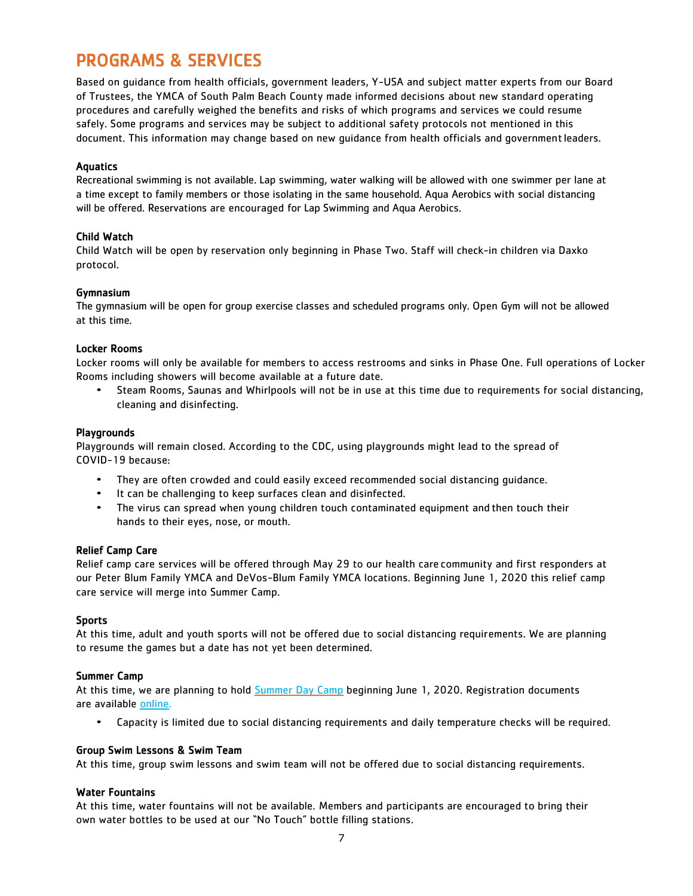# PROGRAMS & SERVICES

Based on guidance from health officials, government leaders, Y-USA and subject matter experts from our Board of Trustees, the YMCA of South Palm Beach County made informed decisions about new standard operating procedures and carefully weighed the benefits and risks of which programs and services we could resume safely. Some programs and services may be subject to additional safety protocols not mentioned in this document. This information may change based on new guidance from health officials and government leaders.

### Aquatics

Recreational swimming is not available. Lap swimming, water walking will be allowed with one swimmer per lane at a time except to family members or those isolating in the same household. Aqua Aerobics with social distancing will be offered. Reservations are encouraged for Lap Swimming and Aqua Aerobics.

### Child Watch

Child Watch will be open by reservation only beginning in Phase Two. Staff will check-in children via Daxko protocol.

### Gymnasium

The gymnasium will be open for group exercise classes and scheduled programs only. Open Gym will not be allowed at this time.

### Locker Rooms

Locker rooms will only be available for members to access restrooms and sinks in Phase One. Full operations of Locker Rooms including showers will become available at a future date.

- Steam Rooms, Saunas and Whirlpools will not be in use at this time due to requirements for social distancing, cleaning and disinfecting.

### Playgrounds

Playgrounds will remain closed. According to the CDC, using playgrounds might lead to the spread of COVID-19 because:

- They are often crowded and could easily exceed recommended social distancing guidance.
- It can be challenging to keep surfaces clean and disinfected.
- The virus can spread when young children touch contaminated equipment and then touch their hands to their eyes, nose, or mouth.

### Relief Camp Care

Relief camp care services will be offered through May 29 to our health care community and first responders at our Peter Blum Family YMCA and DeVos-Blum Family YMCA locations. Beginning June 1, 2020 this relief camp care service will merge into Summer Camp.

### Sports

At this time, adult and youth sports will not be offered due to social distancing requirements. We are planning to resume the games but a date has not yet been determined.

### Summer Camp

At this time, we are planning to hold Summer Day Camp beginning June 1, 2020. Registration documents are available online.

- Capacity is limited due to social distancing requirements and daily temperature checks will be required.

### Group Swim Lessons & Swim Team

At this time, group swim lessons and swim team will not be offered due to social distancing requirements.

### Water Fountains

At this time, water fountains will not be available. Members and participants are encouraged to bring their own water bottles to be used at our "No Touch" bottle filling stations.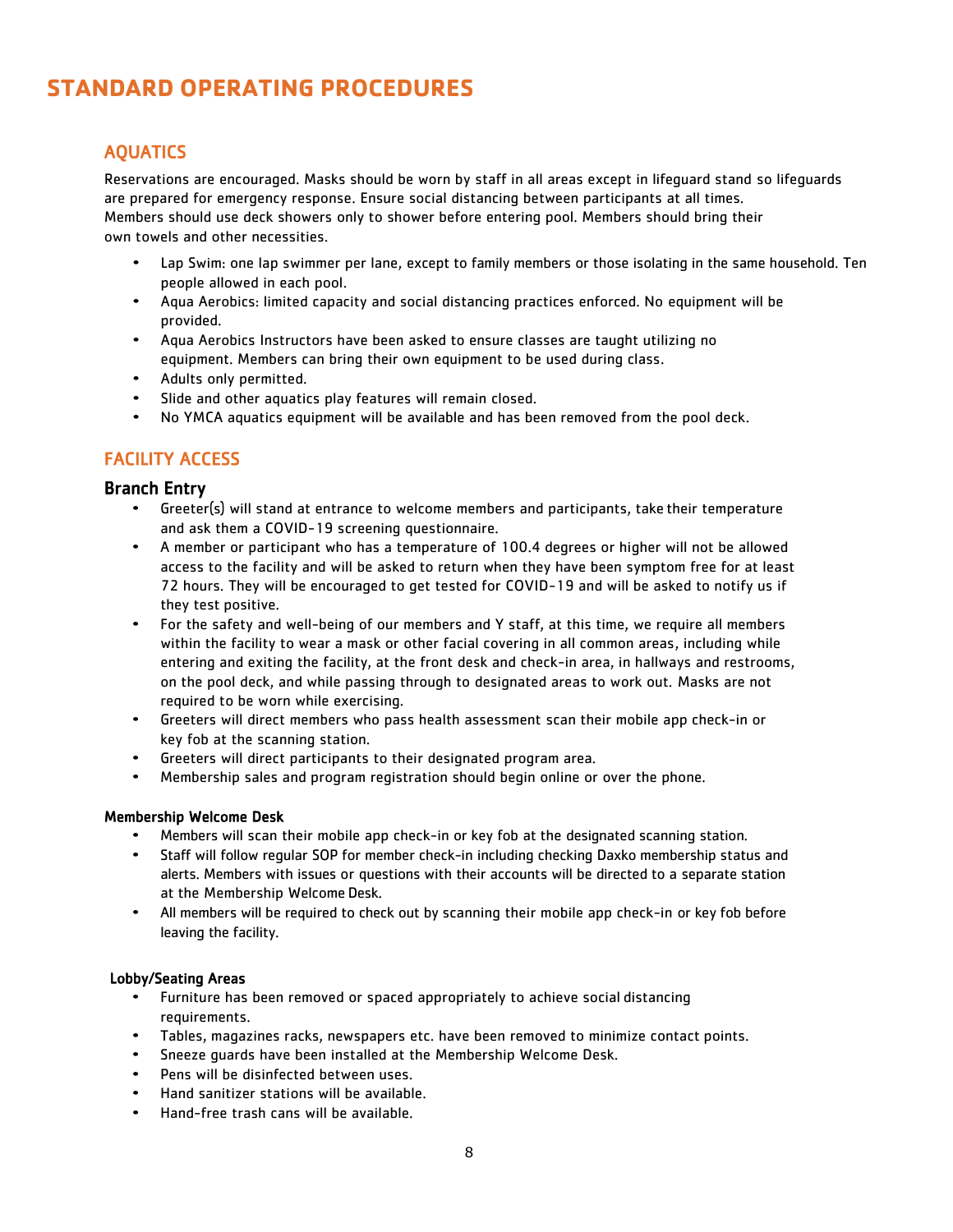# STANDARD OPERATING PROCEDURES

## AQUATICS

Reservations are encouraged. Masks should be worn by staff in all areas except in lifeguard stand so lifeguards are prepared for emergency response. Ensure social distancing between participants at all times. Members should use deck showers only to shower before entering pool. Members should bring their own towels and other necessities.

- Lap Swim: one lap swimmer per lane, except to family members or those isolating in the same household. Ten people allowed in each pool.
- Aqua Aerobics: limited capacity and social distancing practices enforced. No equipment will be provided.
- Aqua Aerobics Instructors have been asked to ensure classes are taught utilizing no equipment. Members can bring their own equipment to be used during class.
- Adults only permitted.
- Slide and other aquatics play features will remain closed.
- No YMCA aquatics equipment will be available and has been removed from the pool deck.

## FACILITY ACCESS

### Branch Entry

- Greeter(s) will stand at entrance to welcome members and participants, take their temperature and ask them a COVID-19 screening questionnaire.
- A member or participant who has a temperature of 100.4 degrees or higher will not be allowed access to the facility and will be asked to return when they have been symptom free for at least 72 hours. They will be encouraged to get tested for COVID-19 and will be asked to notify us if they test positive.
- For the safety and well-being of our members and Y staff, at this time, we require all members within the facility to wear a mask or other facial covering in all common areas, including while entering and exiting the facility, at the front desk and check-in area, in hallways and restrooms, on the pool deck, and while passing through to designated areas to work out. Masks are not required to be worn while exercising.
- Greeters will direct members who pass health assessment scan their mobile app check-in or key fob at the scanning station.
- Greeters will direct participants to their designated program area.
- Membership sales and program registration should begin online or over the phone.

#### Membership Welcome Desk

- Members will scan their mobile app check-in or key fob at the designated scanning station.
- Staff will follow regular SOP for member check-in including checking Daxko membership status and alerts. Members with issues or questions with their accounts will be directed to a separate station at the Membership Welcome Desk.
- All members will be required to check out by scanning their mobile app check-in or key fob before leaving the facility.

#### Lobby/Seating Areas

- Furniture has been removed or spaced appropriately to achieve social distancing requirements.
- Tables, magazines racks, newspapers etc. have been removed to minimize contact points.
- Sneeze guards have been installed at the Membership Welcome Desk.
- Pens will be disinfected between uses.
- Hand sanitizer stations will be available.
- Hand-free trash cans will be available.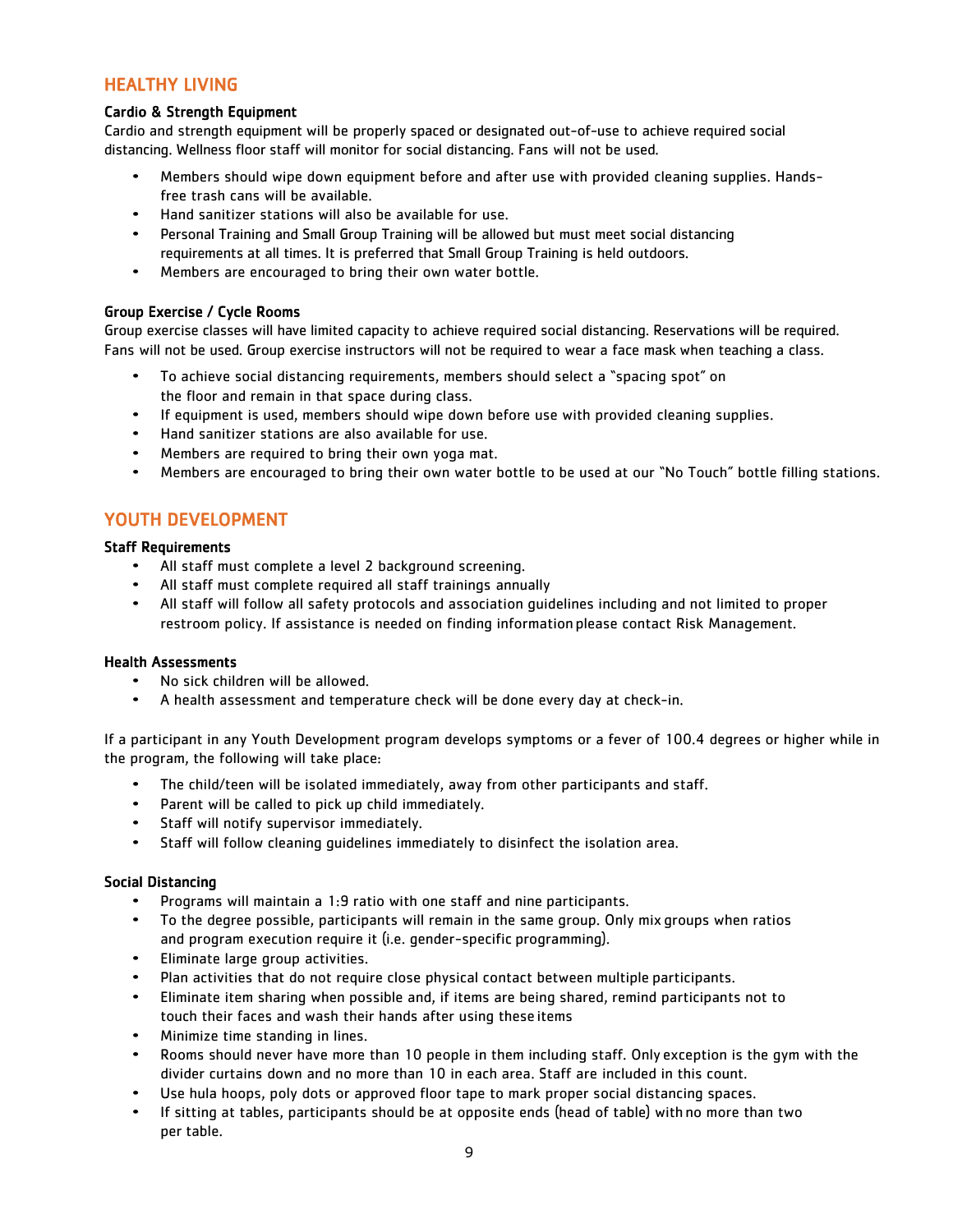## HEALTHY LIVING

### Cardio & Strength Equipment

Cardio and strength equipment will be properly spaced or designated out-of-use to achieve required social distancing. Wellness floor staff will monitor for social distancing. Fans will not be used.

- Members should wipe down equipment before and after use with provided cleaning supplies. Hands-free trash cans will be available.
- Hand sanitizer stations will also be available for use.
- Personal Training and Small Group Training will be allowed but must meet social distancing requirements at all times. It is preferred that Small Group Training is held outdoors.
- Members are encouraged to bring their own water bottle.

### Group Exercise / Cycle Rooms

Group exercise classes will have limited capacity to achieve required social distancing. Reservations will be required. Fans will not be used. Group exercise instructors will not be required to wear a face mask when teaching a class.

- To achieve social distancing requirements, members should select a "spacing spot" on the floor and remain in that space during class.
- If equipment is used, members should wipe down before use with provided cleaning supplies.
- Hand sanitizer stations are also available for use.
- Members are required to bring their own yoga mat.
- Members are encouraged to bring their own water bottle to be used at our "No Touch" bottle filling stations.

## YOUTH DEVELOPMENT

### Staff Requirements

- All staff must complete a level 2 background screening.
- All staff must complete required all staff trainings annually
- All staff will follow all safety protocols and association guidelines including and not limited to proper restroom policy. If assistance is needed on finding information please contact Risk Management.

### Health Assessments

- No sick children will be allowed.
- A health assessment and temperature check will be done every day at check-in.

If a participant in any Youth Development program develops symptoms or a fever of 100.4 degrees or higher while in the program, the following will take place:

- The child/teen will be isolated immediately, away from other participants and staff.
- Parent will be called to pick up child immediately.
- Staff will notify supervisor immediately.
- Staff will follow cleaning guidelines immediately to disinfect the isolation area.

### Social Distancing

- Programs will maintain a 1:9 ratio with one staff and nine participants.
- To the degree possible, participants will remain in the same group. Only mix groups when ratios and program execution require it (i.e. gender-specific programming).
- Eliminate large group activities.
- Plan activities that do not require close physical contact between multiple participants.
- Eliminate item sharing when possible and, if items are being shared, remind participants not to touch their faces and wash their hands after using these items
- Minimize time standing in lines.
- Rooms should never have more than 10 people in them including staff. Only exception is the gym with the divider curtains down and no more than 10 in each area. Staff are included in this count.
- Use hula hoops, poly dots or approved floor tape to mark proper social distancing spaces.
- If sitting at tables, participants should be at opposite ends (head of table) with no more than two per table.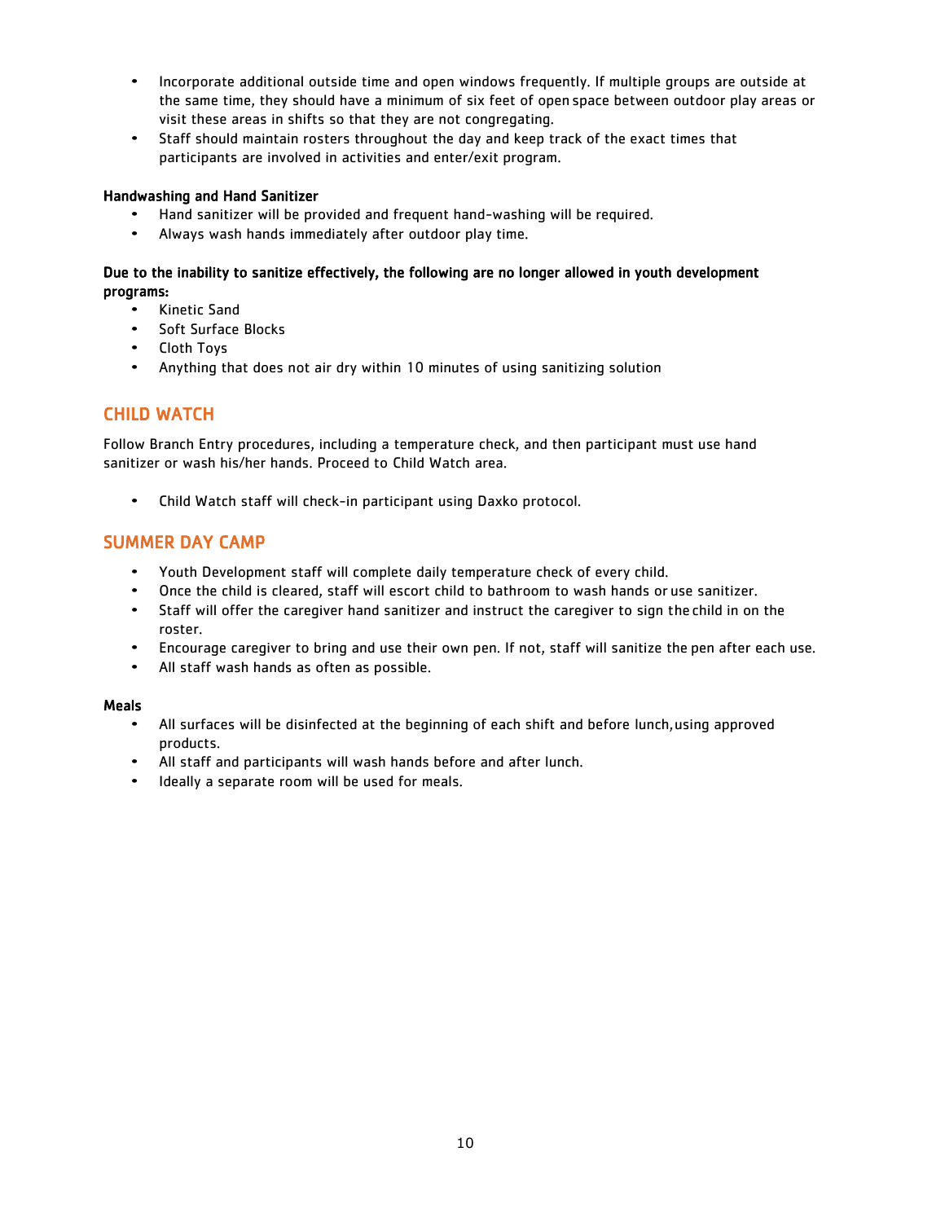- Incorporate additional outside time and open windows frequently. If multiple groups are outside at the same time, they should have a minimum of six feet of open space between outdoor play areas or visit these areas in shifts so that they are not congregating.
- Staff should maintain rosters throughout the day and keep track of the exact times that participants are involved in activities and enter/exit program.

**Handwashing and Hand Sanitizer**

- Hand sanitizer will be provided and frequent hand-washing will be required.
- Always wash hands immediately after outdoor play time.

**Due to the inability to sanitize effectively, the following are no longer allowed in youth development programs:**

- Kinetic Sand
- Soft Surface Blocks
- Cloth Toys
- Anything that does not air dry within 10 minutes of using sanitizing solution

## CHILD WATCH

Follow Branch Entry procedures, including a temperature check, and then participant must use hand sanitizer or wash his/her hands. Proceed to Child Watch area.

- Child Watch staff will check-in participant using Daxko protocol.

## SUMMER DAY CAMP

- Youth Development staff will complete daily temperature check of every child.
- Once the child is cleared, staff will escort child to bathroom to wash hands or use sanitizer.
- Staff will offer the caregiver hand sanitizer and instruct the caregiver to sign the child in on the roster.
- Encourage caregiver to bring and use their own pen. If not, staff will sanitize the pen after each use.
- All staff wash hands as often as possible.

**Meals**

- All surfaces will be disinfected at the beginning of each shift and before lunch, using approved products.
- All staff and participants will wash hands before and after lunch.
- Ideally a separate room will be used for meals.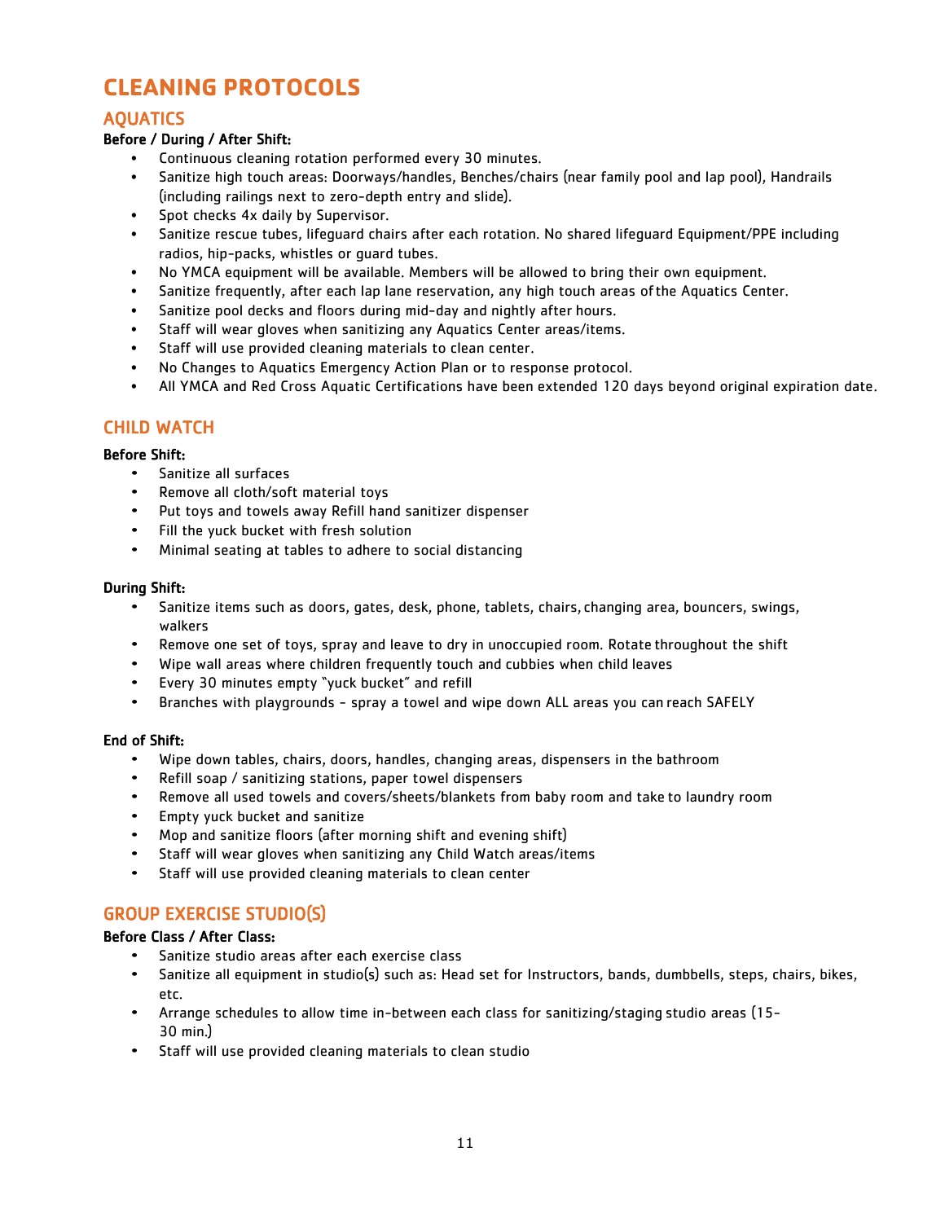# CLEANING PROTOCOLS

## AQUATICS

**Before / During / After Shift:**

- Continuous cleaning rotation performed every 30 minutes.
- Sanitize high touch areas: Doorways/handles, Benches/chairs (near family pool and lap pool), Handrails (including railings next to zero-depth entry and slide).
- Spot checks 4x daily by Supervisor.
- Sanitize rescue tubes, lifeguard chairs after each rotation. No shared lifeguard Equipment/PPE including radios, hip-packs, whistles or guard tubes.
- No YMCA equipment will be available. Members will be allowed to bring their own equipment.
- Sanitize frequently, after each lap lane reservation, any high touch areas of the Aquatics Center.
- Sanitize pool decks and floors during mid-day and nightly after hours.
- Staff will wear gloves when sanitizing any Aquatics Center areas/items.
- Staff will use provided cleaning materials to clean center.
- No Changes to Aquatics Emergency Action Plan or to response protocol.
- All YMCA and Red Cross Aquatic Certifications have been extended 120 days beyond original expiration date.

## CHILD WATCH

**Before Shift:**

- Sanitize all surfaces
- Remove all cloth/soft material toys
- Put toys and towels away Refill hand sanitizer dispenser
- Fill the yuck bucket with fresh solution
- Minimal seating at tables to adhere to social distancing

**During Shift:**

- Sanitize items such as doors, gates, desk, phone, tablets, chairs, changing area, bouncers, swings, walkers
- Remove one set of toys, spray and leave to dry in unoccupied room. Rotate throughout the shift
- Wipe wall areas where children frequently touch and cubbies when child leaves
- Every 30 minutes empty "yuck bucket" and refill
- Branches with playgrounds - spray a towel and wipe down ALL areas you can reach SAFELY

**End of Shift:**

- Wipe down tables, chairs, doors, handles, changing areas, dispensers in the bathroom
- Refill soap / sanitizing stations, paper towel dispensers
- Remove all used towels and covers/sheets/blankets from baby room and take to laundry room
- Empty yuck bucket and sanitize
- Mop and sanitize floors (after morning shift and evening shift)
- Staff will wear gloves when sanitizing any Child Watch areas/items
- Staff will use provided cleaning materials to clean center

## GROUP EXERCISE STUDIO(S)

**Before Class / After Class:**

- Sanitize studio areas after each exercise class
- Sanitize all equipment in studio(s) such as: Head set for Instructors, bands, dumbbells, steps, chairs, bikes, etc.
- Arrange schedules to allow time in-between each class for sanitizing/staging studio areas (15-30 min.)
- Staff will use provided cleaning materials to clean studio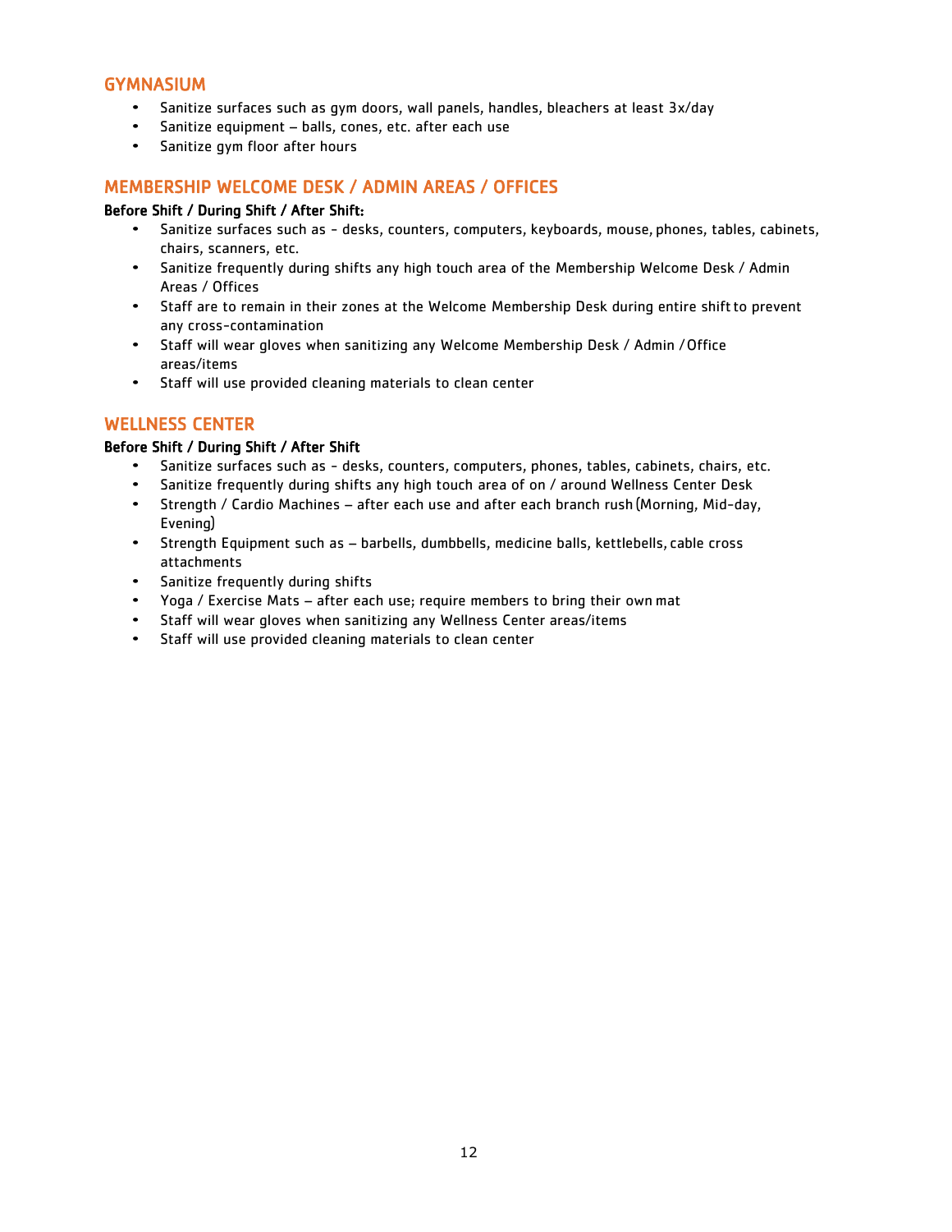## GYMNASIUM

- Sanitize surfaces such as gym doors, wall panels, handles, bleachers at least 3x/day
- Sanitize equipment – balls, cones, etc. after each use
- Sanitize gym floor after hours

## MEMBERSHIP WELCOME DESK / ADMIN AREAS / OFFICES

**Before Shift / During Shift / After Shift:**

- Sanitize surfaces such as - desks, counters, computers, keyboards, mouse, phones, tables, cabinets, chairs, scanners, etc.
- Sanitize frequently during shifts any high touch area of the Membership Welcome Desk / Admin Areas / Offices
- Staff are to remain in their zones at the Welcome Membership Desk during entire shift to prevent any cross-contamination
- Staff will wear gloves when sanitizing any Welcome Membership Desk / Admin / Office areas/items
- Staff will use provided cleaning materials to clean center

## WELLNESS CENTER

**Before Shift / During Shift / After Shift**

- Sanitize surfaces such as - desks, counters, computers, phones, tables, cabinets, chairs, etc.
- Sanitize frequently during shifts any high touch area of on / around Wellness Center Desk
- Strength / Cardio Machines – after each use and after each branch rush (Morning, Mid-day, Evening)
- Strength Equipment such as – barbells, dumbbells, medicine balls, kettlebells, cable cross attachments
- Sanitize frequently during shifts
- Yoga / Exercise Mats – after each use; require members to bring their own mat
- Staff will wear gloves when sanitizing any Wellness Center areas/items
- Staff will use provided cleaning materials to clean center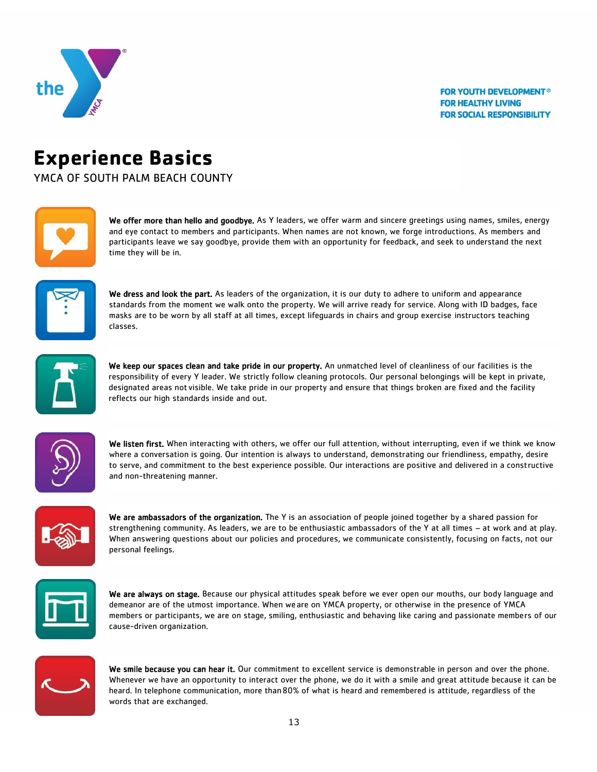FOR YOUTH DEVELOPMENT®
FOR HEALTHY LIVING
FOR SOCIAL RESPONSIBILITY

# Experience Basics

YMCA OF SOUTH PALM BEACH COUNTY

**We offer more than hello and goodbye.** As Y leaders, we offer warm and sincere greetings using names, smiles, energy and eye contact to members and participants. When names are not known, we forge introductions. As members and participants leave we say goodbye, provide them with an opportunity for feedback, and seek to understand the next time they will be in.

**We dress and look the part.** As leaders of the organization, it is our duty to adhere to uniform and appearance standards from the moment we walk onto the property. We will arrive ready for service. Along with ID badges, face masks are to be worn by all staff at all times, except lifeguards in chairs and group exercise instructors teaching classes.

**We keep our spaces clean and take pride in our property.** An unmatched level of cleanliness of our facilities is the responsibility of every Y leader. We strictly follow cleaning protocols. Our personal belongings will be kept in private, designated areas not visible. We take pride in our property and ensure that things broken are fixed and the facility reflects our high standards inside and out.

**We listen first.** When interacting with others, we offer our full attention, without interrupting, even if we think we know where a conversation is going. Our intention is always to understand, demonstrating our friendliness, empathy, desire to serve, and commitment to the best experience possible. Our interactions are positive and delivered in a constructive and non-threatening manner.

**We are ambassadors of the organization.** The Y is an association of people joined together by a shared passion for strengthening community. As leaders, we are to be enthusiastic ambassadors of the Y at all times – at work and at play. When answering questions about our policies and procedures, we communicate consistently, focusing on facts, not our personal feelings.

**We are always on stage.** Because our physical attitudes speak before we ever open our mouths, our body language and demeanor are of the utmost importance. When we are on YMCA property, or otherwise in the presence of YMCA members or participants, we are on stage, smiling, enthusiastic and behaving like caring and passionate members of our cause-driven organization.

**We smile because you can hear it.** Our commitment to excellent service is demonstrable in person and over the phone. Whenever we have an opportunity to interact over the phone, we do it with a smile and great attitude because it can be heard. In telephone communication, more than 80% of what is heard and remembered is attitude, regardless of the words that are exchanged.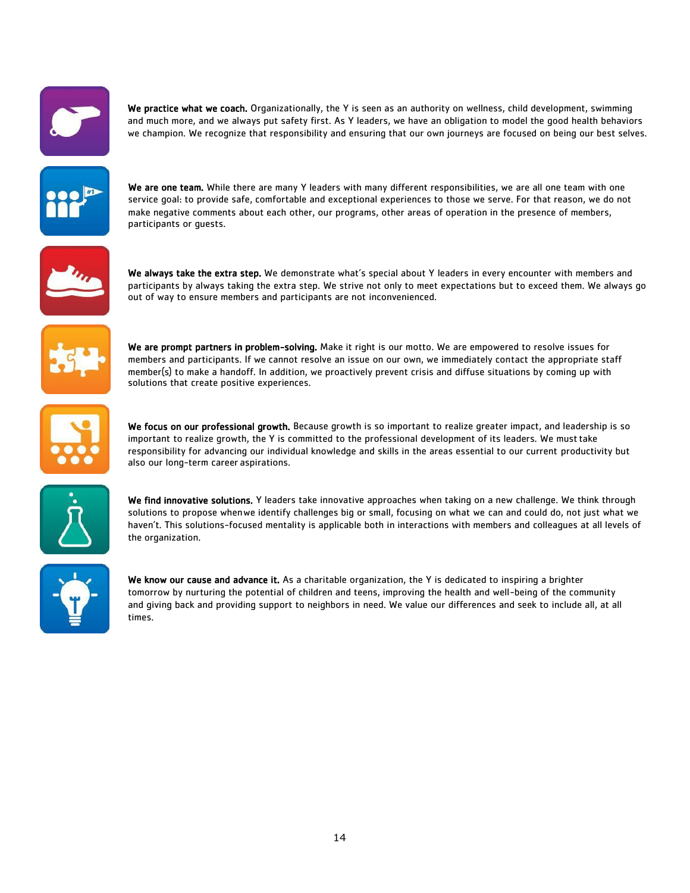**We practice what we coach.** Organizationally, the Y is seen as an authority on wellness, child development, swimming and much more, and we always put safety first. As Y leaders, we have an obligation to model the good health behaviors we champion. We recognize that responsibility and ensuring that our own journeys are focused on being our best selves.

**We are one team.** While there are many Y leaders with many different responsibilities, we are all one team with one service goal: to provide safe, comfortable and exceptional experiences to those we serve. For that reason, we do not make negative comments about each other, our programs, other areas of operation in the presence of members, participants or guests.

**We always take the extra step.** We demonstrate what's special about Y leaders in every encounter with members and participants by always taking the extra step. We strive not only to meet expectations but to exceed them. We always go out of way to ensure members and participants are not inconvenienced.

**We are prompt partners in problem-solving.** Make it right is our motto. We are empowered to resolve issues for members and participants. If we cannot resolve an issue on our own, we immediately contact the appropriate staff member(s) to make a handoff. In addition, we proactively prevent crisis and diffuse situations by coming up with solutions that create positive experiences.

**We focus on our professional growth.** Because growth is so important to realize greater impact, and leadership is so important to realize growth, the Y is committed to the professional development of its leaders. We must take responsibility for advancing our individual knowledge and skills in the areas essential to our current productivity but also our long-term career aspirations.

**We find innovative solutions.** Y leaders take innovative approaches when taking on a new challenge. We think through solutions to propose whenwe identify challenges big or small, focusing on what we can and could do, not just what we haven't. This solutions-focused mentality is applicable both in interactions with members and colleagues at all levels of the organization.

**We know our cause and advance it.** As a charitable organization, the Y is dedicated to inspiring a brighter tomorrow by nurturing the potential of children and teens, improving the health and well-being of the community and giving back and providing support to neighbors in need. We value our differences and seek to include all, at all times.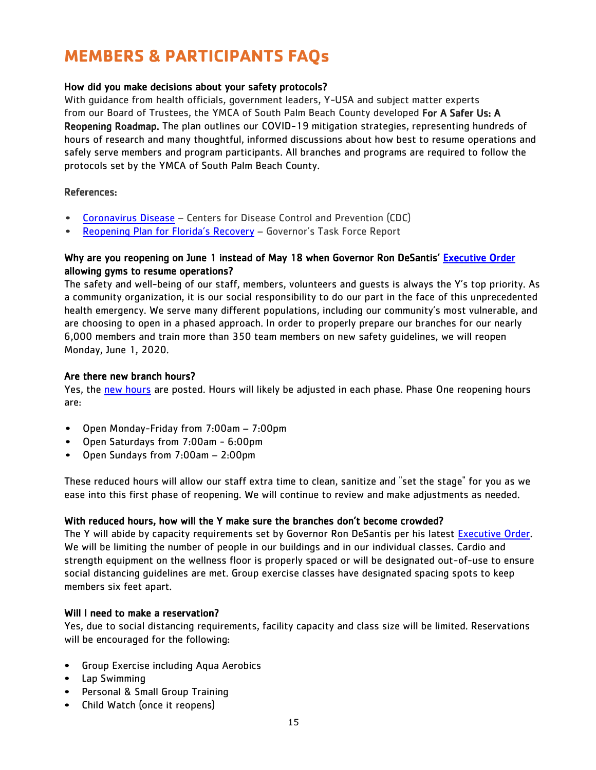# MEMBERS & PARTICIPANTS FAQs

**How did you make decisions about your safety protocols?**

With guidance from health officials, government leaders, Y-USA and subject matter experts from our Board of Trustees, the YMCA of South Palm Beach County developed **For A Safer Us: A Reopening Roadmap.** The plan outlines our COVID-19 mitigation strategies, representing hundreds of hours of research and many thoughtful, informed discussions about how best to resume operations and safely serve members and program participants. All branches and programs are required to follow the protocols set by the YMCA of South Palm Beach County.

**References:**

- Coronavirus Disease – Centers for Disease Control and Prevention (CDC)
- Reopening Plan for Florida's Recovery – Governor's Task Force Report

**Why are you reopening on June 1 instead of May 18 when Governor Ron DeSantis' Executive Order allowing gyms to resume operations?**

The safety and well-being of our staff, members, volunteers and guests is always the Y's top priority. As a community organization, it is our social responsibility to do our part in the face of this unprecedented health emergency. We serve many different populations, including our community's most vulnerable, and are choosing to open in a phased approach. In order to properly prepare our branches for our nearly 6,000 members and train more than 350 team members on new safety guidelines, we will reopen Monday, June 1, 2020.

**Are there new branch hours?**

Yes, the new hours are posted. Hours will likely be adjusted in each phase. Phase One reopening hours are:

- Open Monday-Friday from 7:00am – 7:00pm
- Open Saturdays from 7:00am - 6:00pm
- Open Sundays from 7:00am – 2:00pm

These reduced hours will allow our staff extra time to clean, sanitize and "set the stage" for you as we ease into this first phase of reopening. We will continue to review and make adjustments as needed.

**With reduced hours, how will the Y make sure the branches don't become crowded?**

The Y will abide by capacity requirements set by Governor Ron DeSantis per his latest Executive Order. We will be limiting the number of people in our buildings and in our individual classes. Cardio and strength equipment on the wellness floor is properly spaced or will be designated out-of-use to ensure social distancing guidelines are met. Group exercise classes have designated spacing spots to keep members six feet apart.

**Will I need to make a reservation?**

Yes, due to social distancing requirements, facility capacity and class size will be limited. Reservations will be encouraged for the following:

- Group Exercise including Aqua Aerobics
- Lap Swimming
- Personal & Small Group Training
- Child Watch (once it reopens)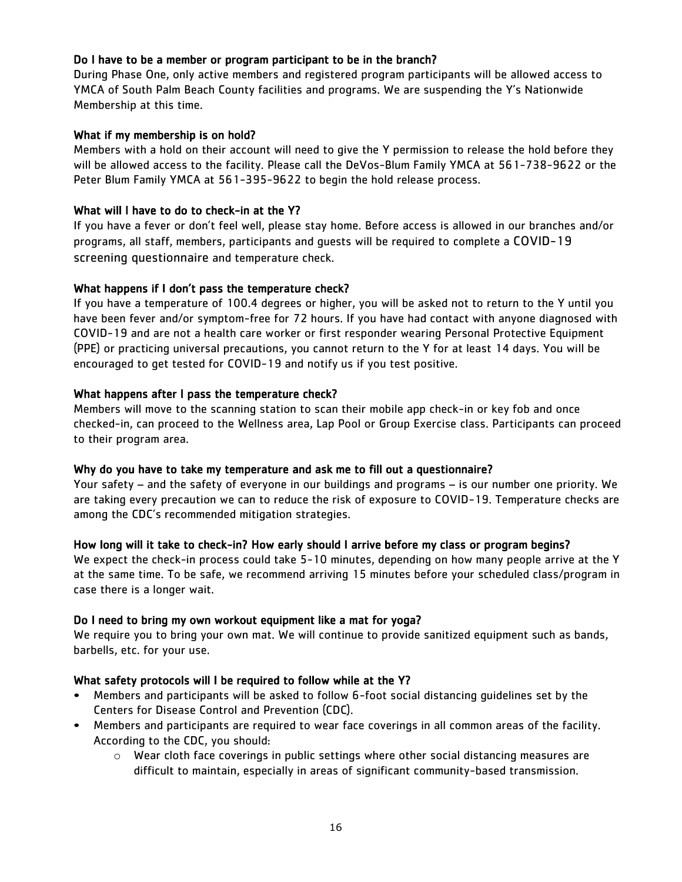**Do I have to be a member or program participant to be in the branch?**

During Phase One, only active members and registered program participants will be allowed access to YMCA of South Palm Beach County facilities and programs. We are suspending the Y's Nationwide Membership at this time.

**What if my membership is on hold?**

Members with a hold on their account will need to give the Y permission to release the hold before they will be allowed access to the facility. Please call the DeVos-Blum Family YMCA at 561-738-9622 or the Peter Blum Family YMCA at 561-395-9622 to begin the hold release process.

**What will I have to do to check-in at the Y?**

If you have a fever or don't feel well, please stay home. Before access is allowed in our branches and/or programs, all staff, members, participants and guests will be required to complete a COVID-19 screening questionnaire and temperature check.

**What happens if I don't pass the temperature check?**

If you have a temperature of 100.4 degrees or higher, you will be asked not to return to the Y until you have been fever and/or symptom-free for 72 hours. If you have had contact with anyone diagnosed with COVID-19 and are not a health care worker or first responder wearing Personal Protective Equipment (PPE) or practicing universal precautions, you cannot return to the Y for at least 14 days. You will be encouraged to get tested for COVID-19 and notify us if you test positive.

**What happens after I pass the temperature check?**

Members will move to the scanning station to scan their mobile app check-in or key fob and once checked-in, can proceed to the Wellness area, Lap Pool or Group Exercise class. Participants can proceed to their program area.

**Why do you have to take my temperature and ask me to fill out a questionnaire?**

Your safety – and the safety of everyone in our buildings and programs – is our number one priority. We are taking every precaution we can to reduce the risk of exposure to COVID-19. Temperature checks are among the CDC's recommended mitigation strategies.

**How long will it take to check-in? How early should I arrive before my class or program begins?**

We expect the check-in process could take 5-10 minutes, depending on how many people arrive at the Y at the same time. To be safe, we recommend arriving 15 minutes before your scheduled class/program in case there is a longer wait.

**Do I need to bring my own workout equipment like a mat for yoga?**

We require you to bring your own mat. We will continue to provide sanitized equipment such as bands, barbells, etc. for your use.

**What safety protocols will I be required to follow while at the Y?**

- Members and participants will be asked to follow 6-foot social distancing guidelines set by the Centers for Disease Control and Prevention (CDC).
- Members and participants are required to wear face coverings in all common areas of the facility. According to the CDC, you should:
    - Wear cloth face coverings in public settings where other social distancing measures are difficult to maintain, especially in areas of significant community-based transmission.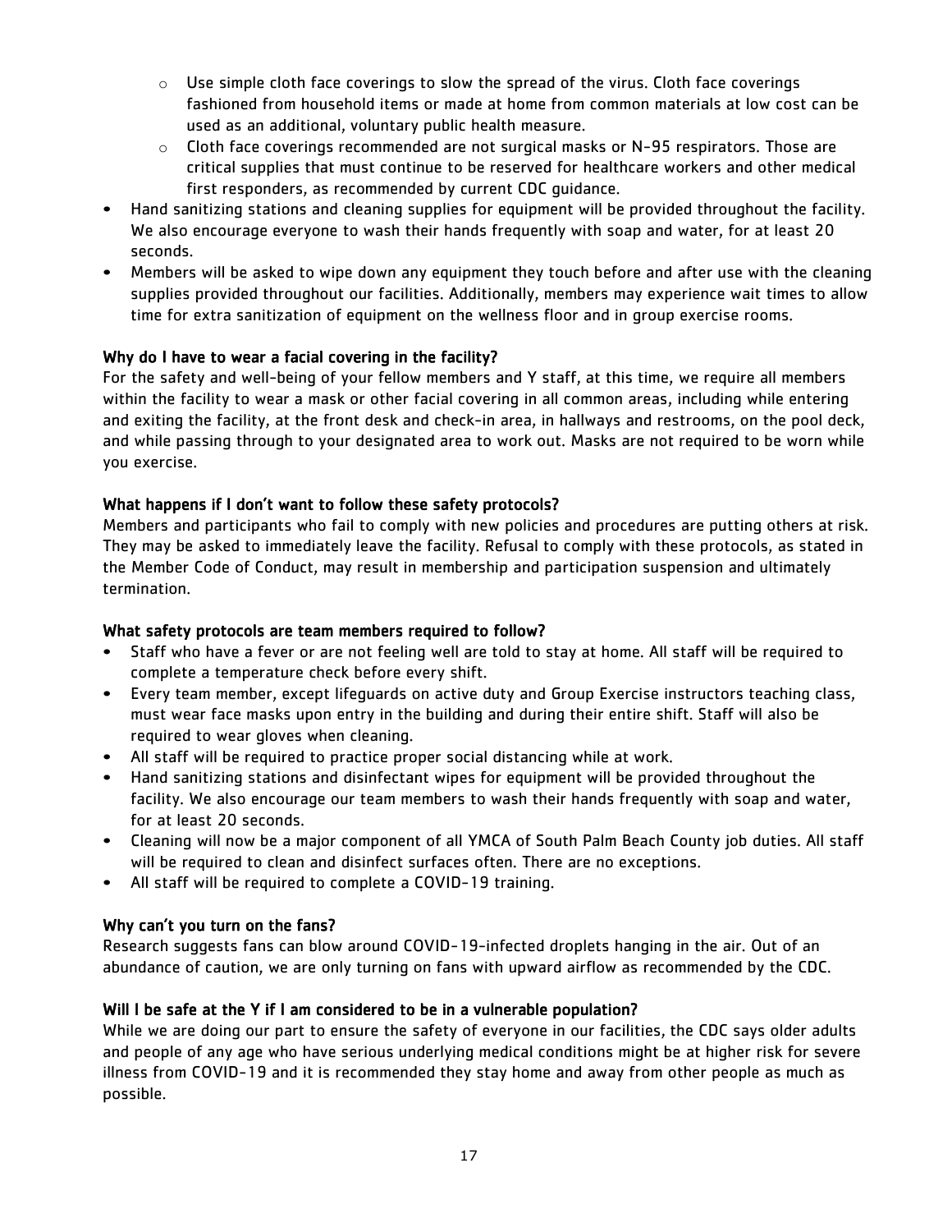- Use simple cloth face coverings to slow the spread of the virus. Cloth face coverings fashioned from household items or made at home from common materials at low cost can be used as an additional, voluntary public health measure.
  - Cloth face coverings recommended are not surgical masks or N-95 respirators. Those are critical supplies that must continue to be reserved for healthcare workers and other medical first responders, as recommended by current CDC guidance.
- Hand sanitizing stations and cleaning supplies for equipment will be provided throughout the facility. We also encourage everyone to wash their hands frequently with soap and water, for at least 20 seconds.
- Members will be asked to wipe down any equipment they touch before and after use with the cleaning supplies provided throughout our facilities. Additionally, members may experience wait times to allow time for extra sanitization of equipment on the wellness floor and in group exercise rooms.

**Why do I have to wear a facial covering in the facility?**

For the safety and well-being of your fellow members and Y staff, at this time, we require all members within the facility to wear a mask or other facial covering in all common areas, including while entering and exiting the facility, at the front desk and check-in area, in hallways and restrooms, on the pool deck, and while passing through to your designated area to work out. Masks are not required to be worn while you exercise.

**What happens if I don't want to follow these safety protocols?**

Members and participants who fail to comply with new policies and procedures are putting others at risk. They may be asked to immediately leave the facility. Refusal to comply with these protocols, as stated in the Member Code of Conduct, may result in membership and participation suspension and ultimately termination.

**What safety protocols are team members required to follow?**

- Staff who have a fever or are not feeling well are told to stay at home. All staff will be required to complete a temperature check before every shift.
- Every team member, except lifeguards on active duty and Group Exercise instructors teaching class, must wear face masks upon entry in the building and during their entire shift. Staff will also be required to wear gloves when cleaning.
- All staff will be required to practice proper social distancing while at work.
- Hand sanitizing stations and disinfectant wipes for equipment will be provided throughout the facility. We also encourage our team members to wash their hands frequently with soap and water, for at least 20 seconds.
- Cleaning will now be a major component of all YMCA of South Palm Beach County job duties. All staff will be required to clean and disinfect surfaces often. There are no exceptions.
- All staff will be required to complete a COVID-19 training.

**Why can't you turn on the fans?**

Research suggests fans can blow around COVID-19-infected droplets hanging in the air. Out of an abundance of caution, we are only turning on fans with upward airflow as recommended by the CDC.

**Will I be safe at the Y if I am considered to be in a vulnerable population?**

While we are doing our part to ensure the safety of everyone in our facilities, the CDC says older adults and people of any age who have serious underlying medical conditions might be at higher risk for severe illness from COVID-19 and it is recommended they stay home and away from other people as much as possible.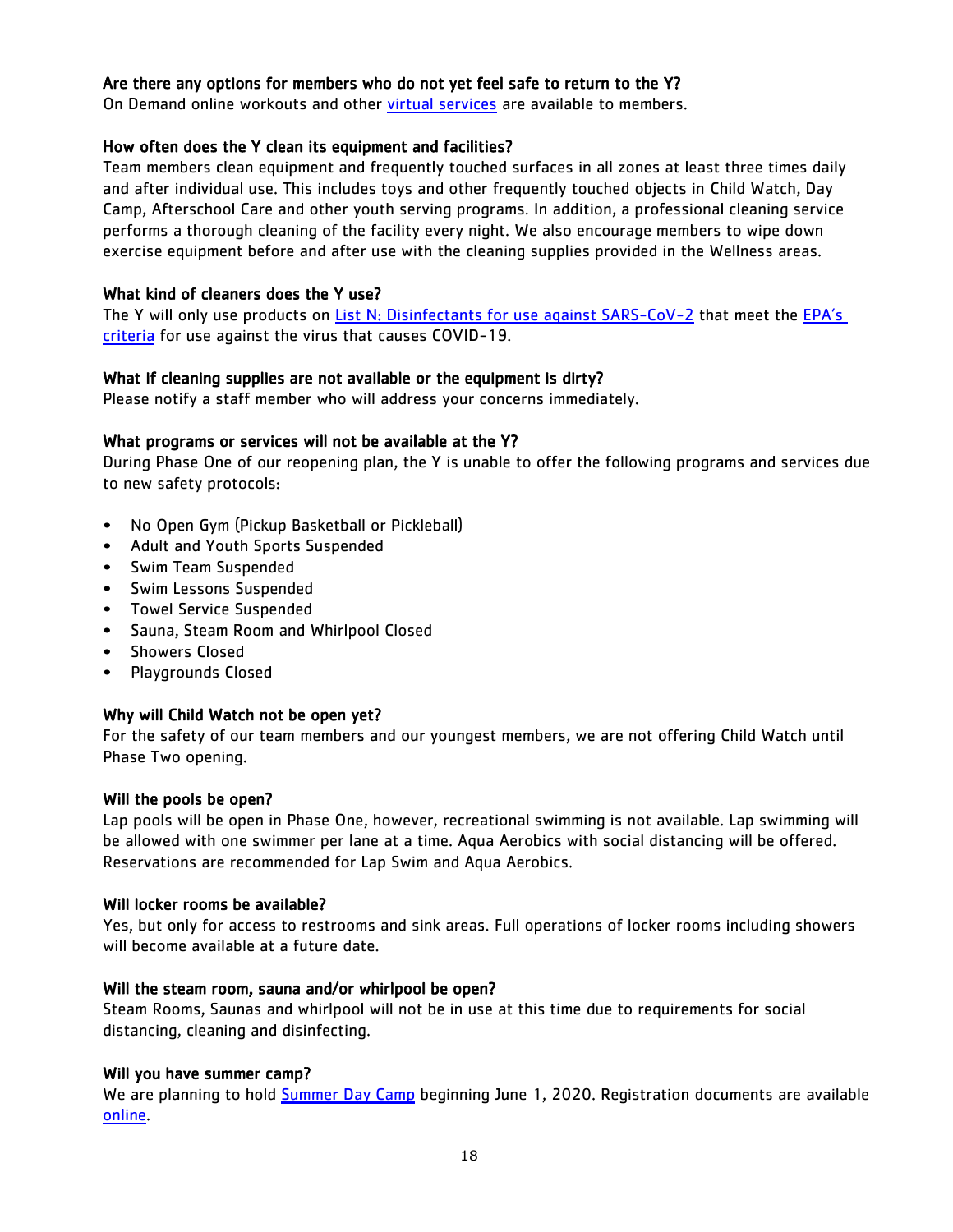**Are there any options for members who do not yet feel safe to return to the Y?**
On Demand online workouts and other [virtual services]() are available to members.

**How often does the Y clean its equipment and facilities?**
Team members clean equipment and frequently touched surfaces in all zones at least three times daily and after individual use. This includes toys and other frequently touched objects in Child Watch, Day Camp, Afterschool Care and other youth serving programs. In addition, a professional cleaning service performs a thorough cleaning of the facility every night. We also encourage members to wipe down exercise equipment before and after use with the cleaning supplies provided in the Wellness areas.

**What kind of cleaners does the Y use?**
The Y will only use products on [List N: Disinfectants for use against SARS-CoV-2]() that meet the [EPA's criteria]() for use against the virus that causes COVID-19.

**What if cleaning supplies are not available or the equipment is dirty?**
Please notify a staff member who will address your concerns immediately.

**What programs or services will not be available at the Y?**
During Phase One of our reopening plan, the Y is unable to offer the following programs and services due to new safety protocols:

- No Open Gym (Pickup Basketball or Pickleball)
- Adult and Youth Sports Suspended
- Swim Team Suspended
- Swim Lessons Suspended
- Towel Service Suspended
- Sauna, Steam Room and Whirlpool Closed
- Showers Closed
- Playgrounds Closed

**Why will Child Watch not be open yet?**
For the safety of our team members and our youngest members, we are not offering Child Watch until Phase Two opening.

**Will the pools be open?**
Lap pools will be open in Phase One, however, recreational swimming is not available. Lap swimming will be allowed with one swimmer per lane at a time. Aqua Aerobics with social distancing will be offered. Reservations are recommended for Lap Swim and Aqua Aerobics.

**Will locker rooms be available?**
Yes, but only for access to restrooms and sink areas. Full operations of locker rooms including showers will become available at a future date.

**Will the steam room, sauna and/or whirlpool be open?**
Steam Rooms, Saunas and whirlpool will not be in use at this time due to requirements for social distancing, cleaning and disinfecting.

**Will you have summer camp?**
We are planning to hold [Summer Day Camp]() beginning June 1, 2020. Registration documents are available [online]().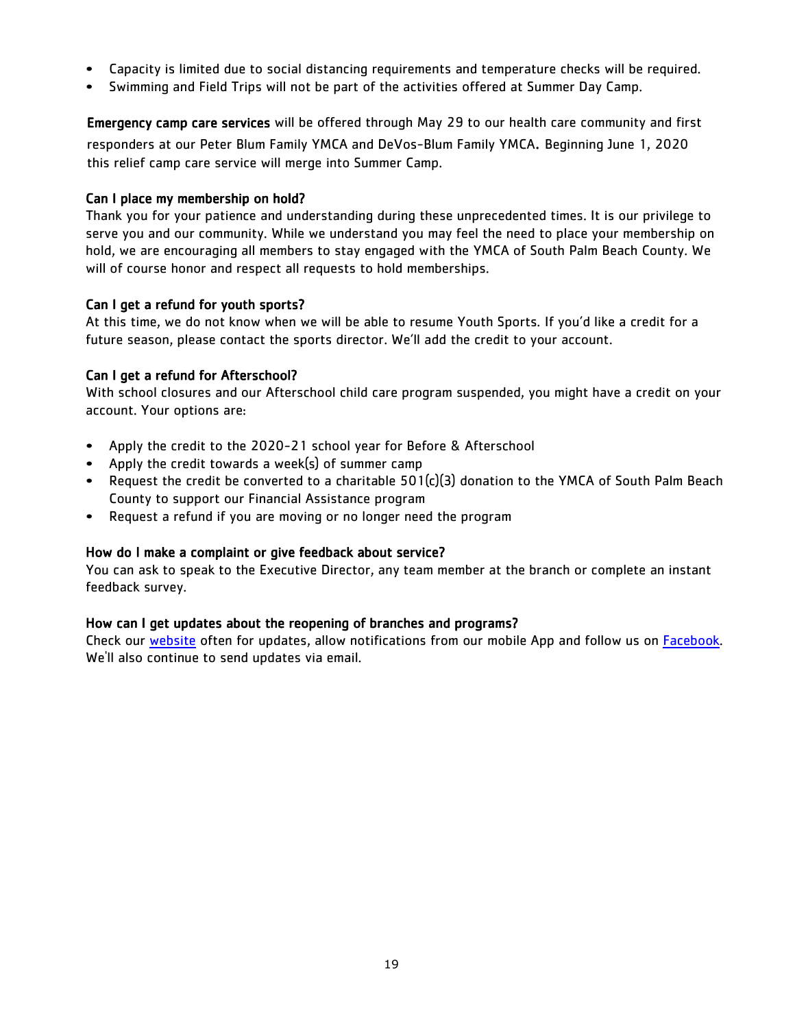- Capacity is limited due to social distancing requirements and temperature checks will be required.
- Swimming and Field Trips will not be part of the activities offered at Summer Day Camp.

**Emergency camp care services** will be offered through May 29 to our health care community and first responders at our Peter Blum Family YMCA and DeVos-Blum Family YMCA. Beginning June 1, 2020 this relief camp care service will merge into Summer Camp.

**Can I place my membership on hold?**

Thank you for your patience and understanding during these unprecedented times. It is our privilege to serve you and our community. While we understand you may feel the need to place your membership on hold, we are encouraging all members to stay engaged with the YMCA of South Palm Beach County. We will of course honor and respect all requests to hold memberships.

**Can I get a refund for youth sports?**

At this time, we do not know when we will be able to resume Youth Sports. If you'd like a credit for a future season, please contact the sports director. We'll add the credit to your account.

**Can I get a refund for Afterschool?**

With school closures and our Afterschool child care program suspended, you might have a credit on your account. Your options are:

- Apply the credit to the 2020-21 school year for Before & Afterschool
- Apply the credit towards a week(s) of summer camp
- Request the credit be converted to a charitable 501(c)(3) donation to the YMCA of South Palm Beach County to support our Financial Assistance program
- Request a refund if you are moving or no longer need the program

**How do I make a complaint or give feedback about service?**

You can ask to speak to the Executive Director, any team member at the branch or complete an instant feedback survey.

**How can I get updates about the reopening of branches and programs?**

Check our website often for updates, allow notifications from our mobile App and follow us on Facebook. We'll also continue to send updates via email.